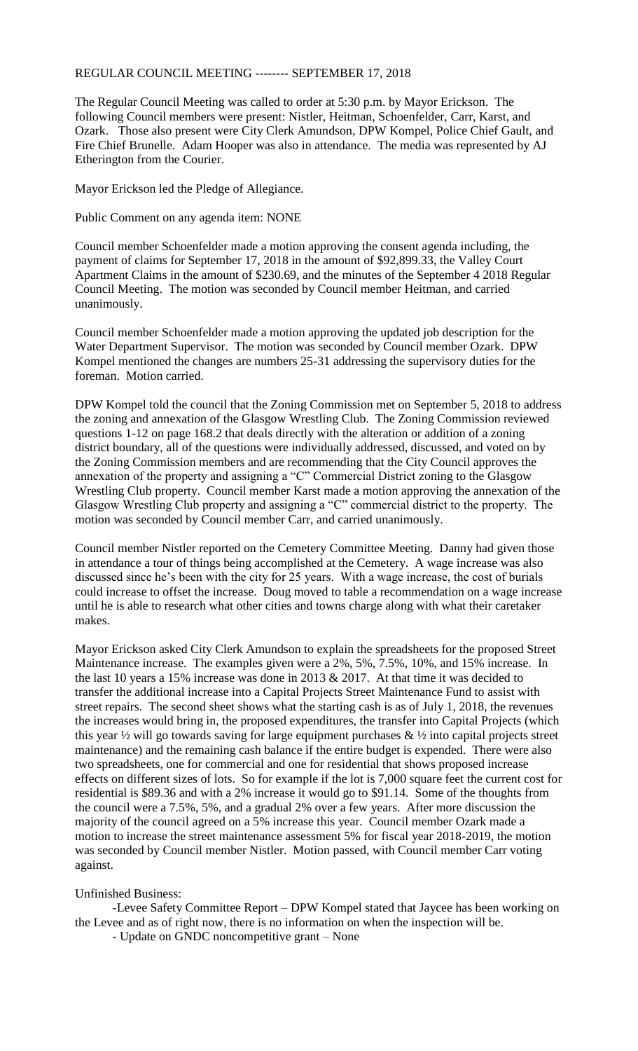REGULAR COUNCIL MEETING -------- SEPTEMBER 17, 2018

The Regular Council Meeting was called to order at 5:30 p.m. by Mayor Erickson. The following Council members were present: Nistler, Heitman, Schoenfelder, Carr, Karst, and Ozark. Those also present were City Clerk Amundson, DPW Kompel, Police Chief Gault, and Fire Chief Brunelle. Adam Hooper was also in attendance. The media was represented by AJ Etherington from the Courier.

Mayor Erickson led the Pledge of Allegiance.

Public Comment on any agenda item: NONE

Council member Schoenfelder made a motion approving the consent agenda including, the payment of claims for September 17, 2018 in the amount of $92,899.33, the Valley Court Apartment Claims in the amount of $230.69, and the minutes of the September 4 2018 Regular Council Meeting. The motion was seconded by Council member Heitman, and carried unanimously.

Council member Schoenfelder made a motion approving the updated job description for the Water Department Supervisor. The motion was seconded by Council member Ozark. DPW Kompel mentioned the changes are numbers 25-31 addressing the supervisory duties for the foreman. Motion carried.

DPW Kompel told the council that the Zoning Commission met on September 5, 2018 to address the zoning and annexation of the Glasgow Wrestling Club. The Zoning Commission reviewed questions 1-12 on page 168.2 that deals directly with the alteration or addition of a zoning district boundary, all of the questions were individually addressed, discussed, and voted on by the Zoning Commission members and are recommending that the City Council approves the annexation of the property and assigning a "C" Commercial District zoning to the Glasgow Wrestling Club property. Council member Karst made a motion approving the annexation of the Glasgow Wrestling Club property and assigning a "C" commercial district to the property. The motion was seconded by Council member Carr, and carried unanimously.

Council member Nistler reported on the Cemetery Committee Meeting. Danny had given those in attendance a tour of things being accomplished at the Cemetery. A wage increase was also discussed since he's been with the city for 25 years. With a wage increase, the cost of burials could increase to offset the increase. Doug moved to table a recommendation on a wage increase until he is able to research what other cities and towns charge along with what their caretaker makes.

Mayor Erickson asked City Clerk Amundson to explain the spreadsheets for the proposed Street Maintenance increase. The examples given were a 2%, 5%, 7.5%, 10%, and 15% increase. In the last 10 years a 15% increase was done in 2013 & 2017. At that time it was decided to transfer the additional increase into a Capital Projects Street Maintenance Fund to assist with street repairs. The second sheet shows what the starting cash is as of July 1, 2018, the revenues the increases would bring in, the proposed expenditures, the transfer into Capital Projects (which this year ½ will go towards saving for large equipment purchases & ½ into capital projects street maintenance) and the remaining cash balance if the entire budget is expended. There were also two spreadsheets, one for commercial and one for residential that shows proposed increase effects on different sizes of lots. So for example if the lot is 7,000 square feet the current cost for residential is $89.36 and with a 2% increase it would go to $91.14. Some of the thoughts from the council were a 7.5%, 5%, and a gradual 2% over a few years. After more discussion the majority of the council agreed on a 5% increase this year. Council member Ozark made a motion to increase the street maintenance assessment 5% for fiscal year 2018-2019, the motion was seconded by Council member Nistler. Motion passed, with Council member Carr voting against.

Unfinished Business:

- Levee Safety Committee Report – DPW Kompel stated that Jaycee has been working on the Levee and as of right now, there is no information on when the inspection will be.
- Update on GNDC noncompetitive grant – None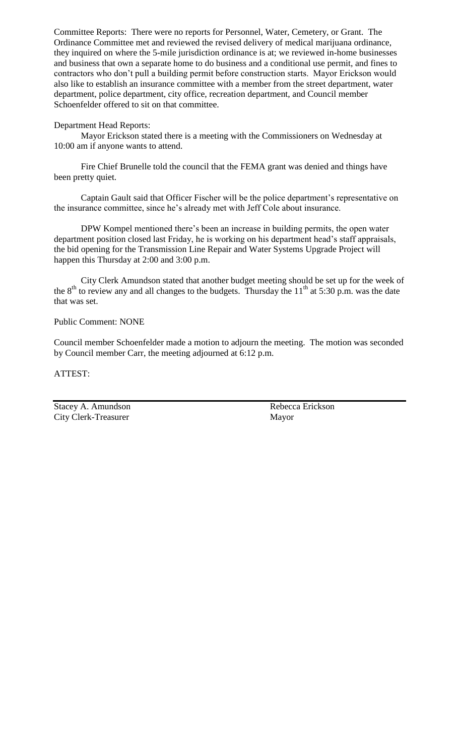Committee Reports: There were no reports for Personnel, Water, Cemetery, or Grant. The Ordinance Committee met and reviewed the revised delivery of medical marijuana ordinance, they inquired on where the 5-mile jurisdiction ordinance is at; we reviewed in-home businesses and business that own a separate home to do business and a conditional use permit, and fines to contractors who don't pull a building permit before construction starts. Mayor Erickson would also like to establish an insurance committee with a member from the street department, water department, police department, city office, recreation department, and Council member Schoenfelder offered to sit on that committee.

Department Head Reports:

Mayor Erickson stated there is a meeting with the Commissioners on Wednesday at 10:00 am if anyone wants to attend.

Fire Chief Brunelle told the council that the FEMA grant was denied and things have been pretty quiet.

Captain Gault said that Officer Fischer will be the police department's representative on the insurance committee, since he's already met with Jeff Cole about insurance.

DPW Kompel mentioned there's been an increase in building permits, the open water department position closed last Friday, he is working on his department head's staff appraisals, the bid opening for the Transmission Line Repair and Water Systems Upgrade Project will happen this Thursday at 2:00 and 3:00 p.m.

City Clerk Amundson stated that another budget meeting should be set up for the week of the 8th to review any and all changes to the budgets. Thursday the 11th at 5:30 p.m. was the date that was set.

Public Comment: NONE

Council member Schoenfelder made a motion to adjourn the meeting. The motion was seconded by Council member Carr, the meeting adjourned at 6:12 p.m.

ATTEST:

| | |
|---|---|
| Stacey A. Amundson | Rebecca Erickson |
| City Clerk-Treasurer | Mayor |